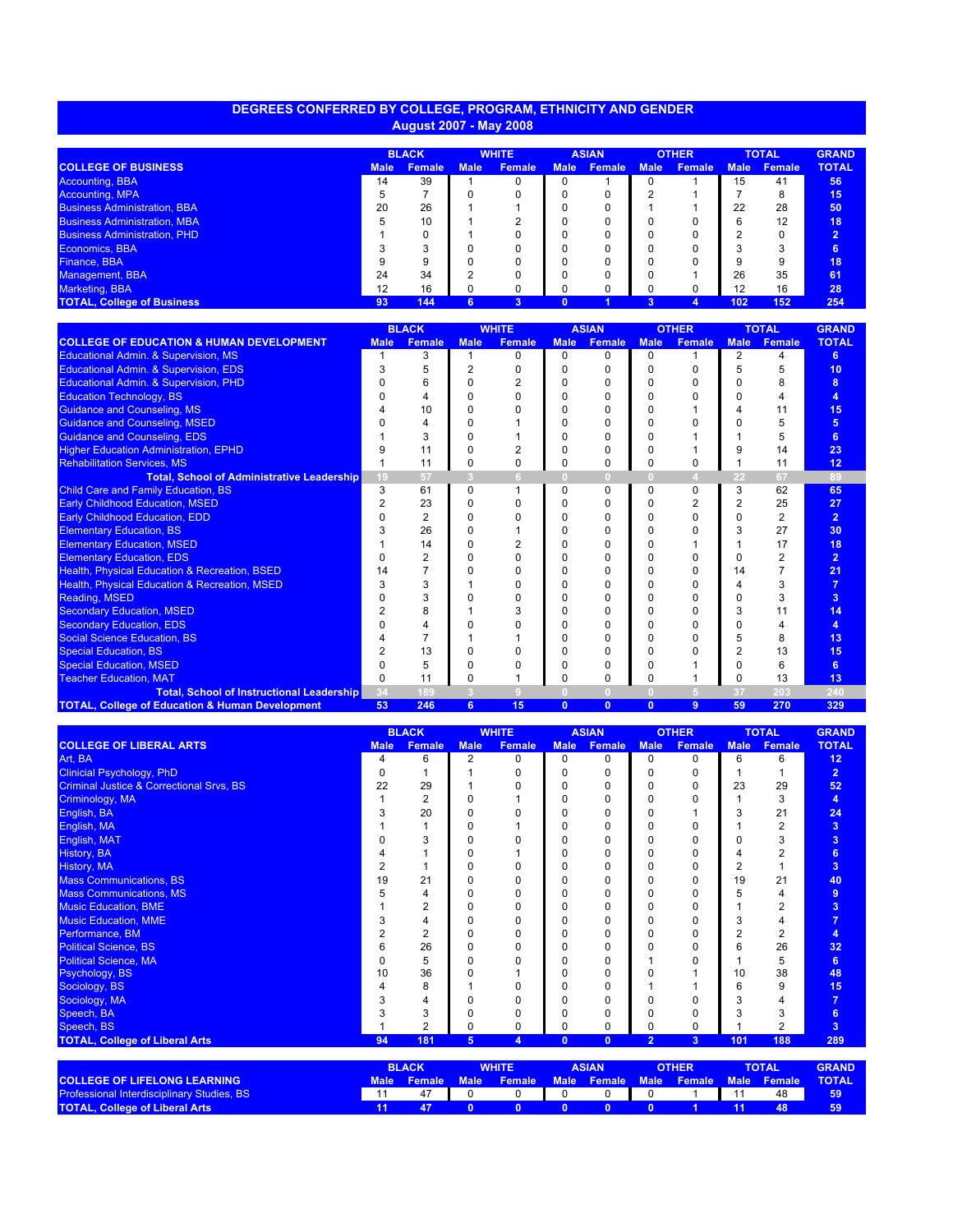# DEGREES CONFERRED BY COLLEGE, PROGRAM, ETHNICITY AND GENDER
## August 2007 - May 2008

| | BLACK | | WHITE | | ASIAN | | OTHER | | TOTAL | | GRAND |
|---|---|---|---|---|---|---|---|---|---|---|---|
| **COLLEGE OF BUSINESS** | Male | Female | Male | Female | Male | Female | Male | Female | Male | Female | TOTAL |
| Accounting, BBA | 14 | 39 | 1 | 0 | 0 | 1 | 0 | 1 | 15 | 41 | 56 |
| Accounting, MPA | 5 | 7 | 0 | 0 | 0 | 0 | 2 | 1 | 7 | 8 | 15 |
| Business Administration, BBA | 20 | 26 | 1 | 1 | 0 | 0 | 1 | 1 | 22 | 28 | 50 |
| Business Administration, MBA | 5 | 10 | 1 | 2 | 0 | 0 | 0 | 0 | 6 | 12 | 18 |
| Business Administration, PHD | 1 | 0 | 1 | 0 | 0 | 0 | 0 | 0 | 2 | 0 | 2 |
| Economics, BBA | 3 | 3 | 0 | 0 | 0 | 0 | 0 | 0 | 3 | 3 | 6 |
| Finance, BBA | 9 | 9 | 0 | 0 | 0 | 0 | 0 | 0 | 9 | 9 | 18 |
| Management, BBA | 24 | 34 | 2 | 0 | 0 | 0 | 0 | 1 | 26 | 35 | 61 |
| Marketing, BBA | 12 | 16 | 0 | 0 | 0 | 0 | 0 | 0 | 12 | 16 | 28 |
| **TOTAL, College of Business** | **93** | **144** | **6** | **3** | **0** | **1** | **3** | **4** | **102** | **152** | **254** |

| | BLACK | | WHITE | | ASIAN | | OTHER | | TOTAL | | GRAND |
|---|---|---|---|---|---|---|---|---|---|---|---|
| **COLLEGE OF EDUCATION & HUMAN DEVELOPMENT** | Male | Female | Male | Female | Male | Female | Male | Female | Male | Female | TOTAL |
| Educational Admin. & Supervision, MS | 1 | 3 | 1 | 0 | 0 | 0 | 0 | 1 | 2 | 4 | 6 |
| Educational Admin. & Supervision, EDS | 3 | 5 | 2 | 0 | 0 | 0 | 0 | 0 | 5 | 5 | 10 |
| Educational Admin. & Supervision, PHD | 0 | 6 | 0 | 2 | 0 | 0 | 0 | 0 | 0 | 8 | 8 |
| Education Technology, BS | 0 | 4 | 0 | 0 | 0 | 0 | 0 | 0 | 0 | 4 | 4 |
| Guidance and Counseling, MS | 4 | 10 | 0 | 0 | 0 | 0 | 0 | 1 | 4 | 11 | 15 |
| Guidance and Counseling, MSED | 0 | 4 | 0 | 1 | 0 | 0 | 0 | 0 | 0 | 5 | 5 |
| Guidance and Counseling, EDS | 1 | 3 | 0 | 1 | 0 | 0 | 0 | 1 | 1 | 5 | 6 |
| Higher Education Administration, EPHD | 9 | 11 | 0 | 2 | 0 | 0 | 0 | 1 | 9 | 14 | 23 |
| Rehabilitation Services, MS | 1 | 11 | 0 | 0 | 0 | 0 | 0 | 0 | 1 | 11 | 12 |
| **Total, School of Administrative Leadership** | **19** | **57** | **3** | **6** | **0** | **0** | **0** | **4** | **22** | **67** | **89** |
| Child Care and Family Education, BS | 3 | 61 | 0 | 1 | 0 | 0 | 0 | 0 | 3 | 62 | 65 |
| Early Childhood Education, MSED | 2 | 23 | 0 | 0 | 0 | 0 | 0 | 2 | 2 | 25 | 27 |
| Early Childhood Education, EDD | 0 | 2 | 0 | 0 | 0 | 0 | 0 | 0 | 0 | 2 | 2 |
| Elementary Education, BS | 3 | 26 | 0 | 1 | 0 | 0 | 0 | 0 | 3 | 27 | 30 |
| Elementary Education, MSED | 1 | 14 | 0 | 2 | 0 | 0 | 0 | 1 | 1 | 17 | 18 |
| Elementary Education, EDS | 0 | 2 | 0 | 0 | 0 | 0 | 0 | 0 | 0 | 2 | 2 |
| Health, Physical Education & Recreation, BSED | 14 | 7 | 0 | 0 | 0 | 0 | 0 | 0 | 14 | 7 | 21 |
| Health, Physical Education & Recreation, MSED | 3 | 3 | 1 | 0 | 0 | 0 | 0 | 0 | 4 | 3 | 7 |
| Reading, MSED | 0 | 3 | 0 | 0 | 0 | 0 | 0 | 0 | 0 | 3 | 3 |
| Secondary Education, MSED | 2 | 8 | 1 | 3 | 0 | 0 | 0 | 0 | 3 | 11 | 14 |
| Secondary Education, EDS | 0 | 4 | 0 | 0 | 0 | 0 | 0 | 0 | 0 | 4 | 4 |
| Social Science Education, BS | 4 | 7 | 1 | 1 | 0 | 0 | 0 | 0 | 5 | 8 | 13 |
| Special Education, BS | 2 | 13 | 0 | 0 | 0 | 0 | 0 | 0 | 2 | 13 | 15 |
| Special Education, MSED | 0 | 5 | 0 | 0 | 0 | 0 | 0 | 1 | 0 | 6 | 6 |
| Teacher Education, MAT | 0 | 11 | 0 | 1 | 0 | 0 | 0 | 1 | 0 | 13 | 13 |
| **Total, School of Instructional Leadership** | **34** | **189** | **3** | **9** | **0** | **0** | **0** | **5** | **37** | **203** | **240** |
| **TOTAL, College of Education & Human Development** | **53** | **246** | **6** | **15** | **0** | **0** | **0** | **9** | **59** | **270** | **329** |

| | BLACK | | WHITE | | ASIAN | | OTHER | | TOTAL | | GRAND |
|---|---|---|---|---|---|---|---|---|---|---|---|
| **COLLEGE OF LIBERAL ARTS** | Male | Female | Male | Female | Male | Female | Male | Female | Male | Female | TOTAL |
| Art, BA | 4 | 6 | 2 | 0 | 0 | 0 | 0 | 0 | 6 | 6 | 12 |
| Clinicial Psychology, PhD | 0 | 1 | 1 | 0 | 0 | 0 | 0 | 0 | 1 | 1 | 2 |
| Criminal Justice & Correctional Srvs, BS | 22 | 29 | 1 | 0 | 0 | 0 | 0 | 0 | 23 | 29 | 52 |
| Criminology, MA | 1 | 2 | 0 | 1 | 0 | 0 | 0 | 0 | 1 | 3 | 4 |
| English, BA | 3 | 20 | 0 | 0 | 0 | 0 | 0 | 1 | 3 | 21 | 24 |
| English, MA | 1 | 1 | 0 | 1 | 0 | 0 | 0 | 0 | 1 | 2 | 3 |
| English, MAT | 0 | 3 | 0 | 0 | 0 | 0 | 0 | 0 | 0 | 3 | 3 |
| History, BA | 4 | 1 | 0 | 1 | 0 | 0 | 0 | 0 | 4 | 2 | 6 |
| History, MA | 2 | 1 | 0 | 0 | 0 | 0 | 0 | 0 | 2 | 1 | 3 |
| Mass Communications, BS | 19 | 21 | 0 | 0 | 0 | 0 | 0 | 0 | 19 | 21 | 40 |
| Mass Communications, MS | 5 | 4 | 0 | 0 | 0 | 0 | 0 | 0 | 5 | 4 | 9 |
| Music Education, BME | 1 | 2 | 0 | 0 | 0 | 0 | 0 | 0 | 1 | 2 | 3 |
| Music Education, MME | 3 | 4 | 0 | 0 | 0 | 0 | 0 | 0 | 3 | 4 | 7 |
| Performance, BM | 2 | 2 | 0 | 0 | 0 | 0 | 0 | 0 | 2 | 2 | 4 |
| Political Science, BS | 6 | 26 | 0 | 0 | 0 | 0 | 0 | 0 | 6 | 26 | 32 |
| Political Science, MA | 0 | 5 | 0 | 0 | 0 | 0 | 1 | 0 | 1 | 5 | 6 |
| Psychology, BS | 10 | 36 | 0 | 1 | 0 | 0 | 0 | 1 | 10 | 38 | 48 |
| Sociology, BS | 4 | 8 | 1 | 0 | 0 | 0 | 1 | 1 | 6 | 9 | 15 |
| Sociology, MA | 3 | 4 | 0 | 0 | 0 | 0 | 0 | 0 | 3 | 4 | 7 |
| Speech, BA | 3 | 3 | 0 | 0 | 0 | 0 | 0 | 0 | 3 | 3 | 6 |
| Speech, BS | 1 | 2 | 0 | 0 | 0 | 0 | 0 | 0 | 1 | 2 | 3 |
| **TOTAL, College of Liberal Arts** | **94** | **181** | **5** | **4** | **0** | **0** | **2** | **3** | **101** | **188** | **289** |

| | BLACK | | WHITE | | ASIAN | | OTHER | | TOTAL | | GRAND |
|---|---|---|---|---|---|---|---|---|---|---|---|
| **COLLEGE OF LIFELONG LEARNING** | Male | Female | Male | Female | Male | Female | Male | Female | Male | Female | TOTAL |
| Professional Interdisciplinary Studies, BS | 11 | 47 | 0 | 0 | 0 | 0 | 0 | 1 | 11 | 48 | 59 |
| **TOTAL, College of Liberal Arts** | **11** | **47** | **0** | **0** | **0** | **0** | **0** | **1** | **11** | **48** | **59** |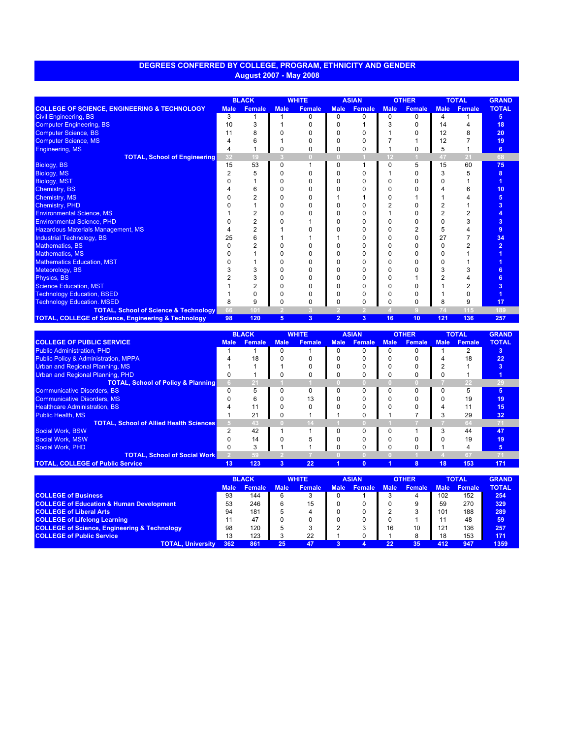## DEGREES CONFERRED BY COLLEGE, PROGRAM, ETHNICITY AND GENDER
### August 2007 - May 2008

| | BLACK | | WHITE | | ASIAN | | OTHER | | TOTAL | | GRAND |
|---|---|---|---|---|---|---|---|---|---|---|---|
| **COLLEGE OF SCIENCE, ENGINEERING & TECHNOLOGY** | **Male** | **Female** | **Male** | **Female** | **Male** | **Female** | **Male** | **Female** | **Male** | **Female** | **TOTAL** |
| Civil Engineering, BS | 3 | 1 | 1 | 0 | 0 | 0 | 0 | 0 | 4 | 1 | **5** |
| Computer Engineering, BS | 10 | 3 | 1 | 0 | 0 | 1 | 3 | 0 | 14 | 4 | **18** |
| Computer Science, BS | 11 | 8 | 0 | 0 | 0 | 0 | 1 | 0 | 12 | 8 | **20** |
| Computer Science, MS | 4 | 6 | 1 | 0 | 0 | 0 | 7 | 1 | 12 | 7 | **19** |
| Engineering, MS | 4 | 1 | 0 | 0 | 0 | 0 | 1 | 0 | 5 | 1 | **6** |
| **TOTAL, School of Engineering** | **32** | **19** | **3** | **0** | **0** | **1** | **12** | **1** | **47** | **21** | **68** |
| Biology, BS | 15 | 53 | 0 | 1 | 0 | 1 | 0 | 5 | 15 | 60 | **75** |
| Biology, MS | 2 | 5 | 0 | 0 | 0 | 0 | 1 | 0 | 3 | 5 | **8** |
| Biology, MST | 0 | 1 | 0 | 0 | 0 | 0 | 0 | 0 | 0 | 1 | **1** |
| Chemistry, BS | 4 | 6 | 0 | 0 | 0 | 0 | 0 | 0 | 4 | 6 | **10** |
| Chemistry, MS | 0 | 2 | 0 | 0 | 1 | 1 | 0 | 1 | 1 | 4 | **5** |
| Chemistry, PHD | 0 | 1 | 0 | 0 | 0 | 0 | 2 | 0 | 2 | 1 | **3** |
| Environmental Science, MS | 1 | 2 | 0 | 0 | 0 | 0 | 1 | 0 | 2 | 2 | **4** |
| Environmental Science, PHD | 0 | 2 | 0 | 1 | 0 | 0 | 0 | 0 | 0 | 3 | **3** |
| Hazardous Materials Management, MS | 4 | 2 | 1 | 0 | 0 | 0 | 0 | 2 | 5 | 4 | **9** |
| Industrial Technology, BS | 25 | 6 | 1 | 1 | 1 | 0 | 0 | 0 | 27 | 7 | **34** |
| Mathematics, BS | 0 | 2 | 0 | 0 | 0 | 0 | 0 | 0 | 0 | 2 | **2** |
| Mathematics, MS | 0 | 1 | 0 | 0 | 0 | 0 | 0 | 0 | 0 | 1 | **1** |
| Mathematics Education, MST | 0 | 1 | 0 | 0 | 0 | 0 | 0 | 0 | 0 | 1 | **1** |
| Meteorology, BS | 3 | 3 | 0 | 0 | 0 | 0 | 0 | 0 | 3 | 3 | **6** |
| Physics, BS | 2 | 3 | 0 | 0 | 0 | 0 | 0 | 1 | 2 | 4 | **6** |
| Science Education, MST | 1 | 2 | 0 | 0 | 0 | 0 | 0 | 0 | 1 | 2 | **3** |
| Technology Education, BSED | 1 | 0 | 0 | 0 | 0 | 0 | 0 | 0 | 1 | 0 | **1** |
| Technology Education. MSED | 8 | 9 | 0 | 0 | 0 | 0 | 0 | 0 | 8 | 9 | **17** |
| **TOTAL, School of Science & Technology** | **66** | **101** | **2** | **3** | **2** | **2** | **4** | **9** | **74** | **115** | **189** |
| **TOTAL, COLLEGE of Science, Engineering & Technology** | **98** | **120** | **5** | **3** | **2** | **3** | **16** | **10** | **121** | **136** | **257** |

| | BLACK | | WHITE | | ASIAN | | OTHER | | TOTAL | | GRAND |
|---|---|---|---|---|---|---|---|---|---|---|---|
| **COLLEGE OF PUBLIC SERVICE** | **Male** | **Female** | **Male** | **Female** | **Male** | **Female** | **Male** | **Female** | **Male** | **Female** | **TOTAL** |
| Public Administration, PHD | 1 | 1 | 0 | 1 | 0 | 0 | 0 | 0 | 1 | 2 | **3** |
| Public Policy & Administration, MPPA | 4 | 18 | 0 | 0 | 0 | 0 | 0 | 0 | 4 | 18 | **22** |
| Urban and Regional Planning, MS | 1 | 1 | 1 | 0 | 0 | 0 | 0 | 0 | 2 | 1 | **3** |
| Urban and Regional Planning, PHD | 0 | 1 | 0 | 0 | 0 | 0 | 0 | 0 | 0 | 1 | **1** |
| **TOTAL, School of Policy & Planning** | **6** | **21** | **1** | **1** | **0** | **0** | **0** | **0** | **7** | **22** | **29** |
| Communicative Disorders, BS | 0 | 5 | 0 | 0 | 0 | 0 | 0 | 0 | 0 | 5 | **5** |
| Communicative Disorders, MS | 0 | 6 | 0 | 13 | 0 | 0 | 0 | 0 | 0 | 19 | **19** |
| Healthcare Administration, BS | 4 | 11 | 0 | 0 | 0 | 0 | 0 | 0 | 4 | 11 | **15** |
| Public Health, MS | 1 | 21 | 0 | 1 | 1 | 0 | 1 | 7 | 3 | 29 | **32** |
| **TOTAL, School of Allied Health Sciences** | **5** | **43** | **0** | **14** | **1** | **0** | **1** | **7** | **7** | **64** | **71** |
| Social Work, BSW | 2 | 42 | 1 | 1 | 0 | 0 | 0 | 1 | 3 | 44 | **47** |
| Social Work, MSW | 0 | 14 | 0 | 5 | 0 | 0 | 0 | 0 | 0 | 19 | **19** |
| Social Work, PHD | 0 | 3 | 1 | 1 | 0 | 0 | 0 | 0 | 1 | 4 | **5** |
| **TOTAL, School of Social Work** | **2** | **59** | **2** | **7** | **0** | **0** | **0** | **1** | **4** | **67** | **71** |
| **TOTAL, COLLEGE of Public Service** | **13** | **123** | **3** | **22** | **1** | **0** | **1** | **8** | **18** | **153** | **171** |

| | BLACK | | WHITE | | ASIAN | | OTHER | | TOTAL | | GRAND |
|---|---|---|---|---|---|---|---|---|---|---|---|
| | **Male** | **Female** | **Male** | **Female** | **Male** | **Female** | **Male** | **Female** | **Male** | **Female** | **TOTAL** |
| **COLLEGE of Business** | 93 | 144 | 6 | 3 | 0 | 1 | 3 | 4 | 102 | 152 | **254** |
| **COLLEGE of Education & Human Development** | 53 | 246 | 6 | 15 | 0 | 0 | 0 | 9 | 59 | 270 | **329** |
| **COLLEGE of Liberal Arts** | 94 | 181 | 5 | 4 | 0 | 0 | 2 | 3 | 101 | 188 | **289** |
| **COLLEGE of Lifelong Learning** | 11 | 47 | 0 | 0 | 0 | 0 | 0 | 1 | 11 | 48 | **59** |
| **COLLEGE of Science, Engineering & Technology** | 98 | 120 | 5 | 3 | 2 | 3 | 16 | 10 | 121 | 136 | **257** |
| **COLLEGE of Public Service** | 13 | 123 | 3 | 22 | 1 | 0 | 1 | 8 | 18 | 153 | **171** |
| **TOTAL, University** | **362** | **861** | **25** | **47** | **3** | **4** | **22** | **35** | **412** | **947** | **1359** |